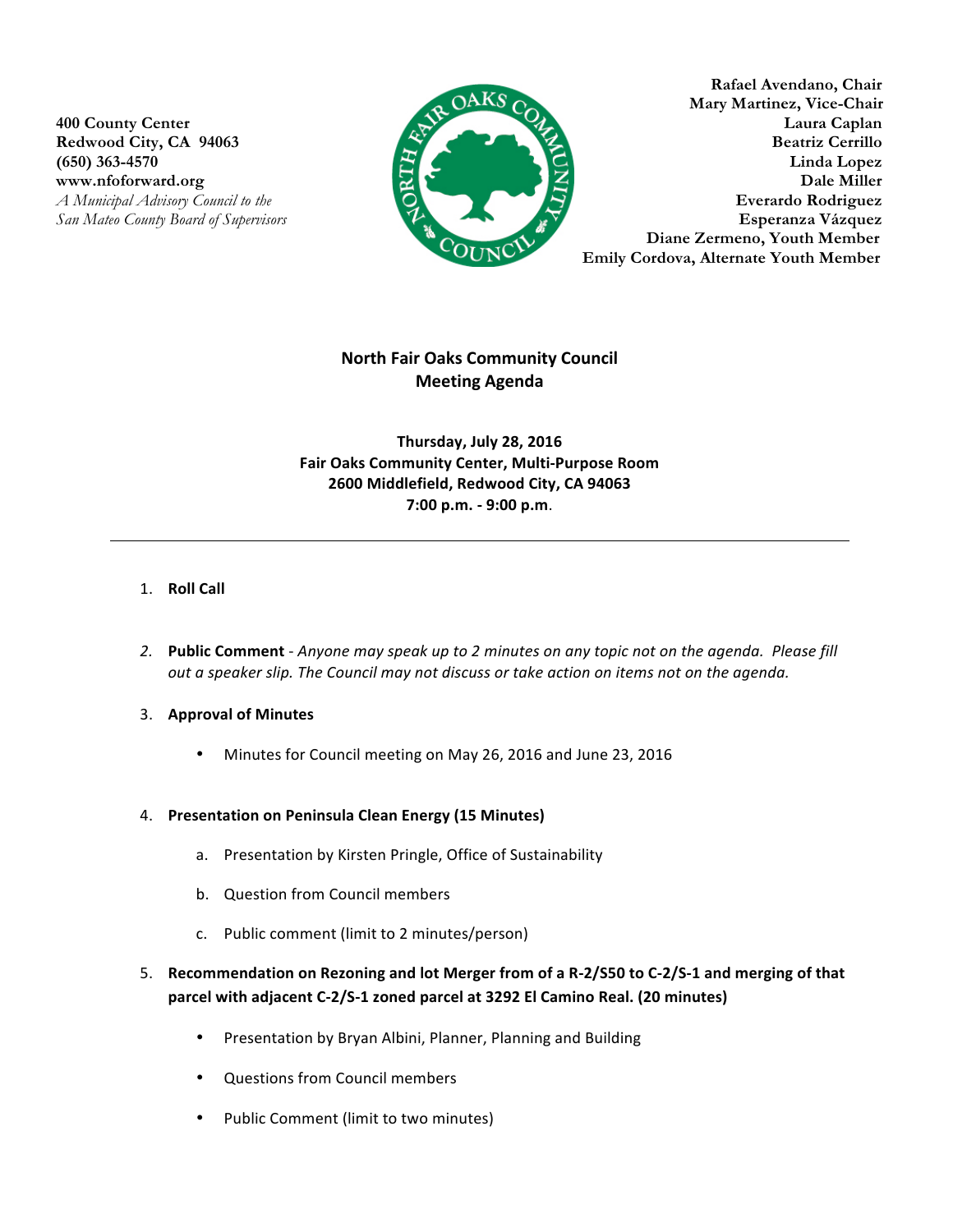400 County Center
Redwood City, CA 94063
(650) 363-4570
www.nfoforward.org
*A Municipal Advisory Council to the San Mateo County Board of Supervisors*

Rafael Avendano, Chair
Mary Martinez, Vice-Chair
Laura Caplan
Beatriz Cerrillo
Linda Lopez
Dale Miller
Everardo Rodriguez
Esperanza Vázquez
Diane Zermeno, Youth Member
Emily Cordova, Alternate Youth Member

# North Fair Oaks Community Council
## Meeting Agenda

**Thursday, July 28, 2016**
**Fair Oaks Community Center, Multi-Purpose Room**
**2600 Middlefield, Redwood City, CA 94063**
**7:00 p.m. - 9:00 p.m.**

---

1. **Roll Call**

2. **Public Comment** - *Anyone may speak up to 2 minutes on any topic not on the agenda. Please fill out a speaker slip. The Council may not discuss or take action on items not on the agenda.*

3. **Approval of Minutes**
   - Minutes for Council meeting on May 26, 2016 and June 23, 2016

4. **Presentation on Peninsula Clean Energy (15 Minutes)**
   a. Presentation by Kirsten Pringle, Office of Sustainability
   b. Question from Council members
   c. Public comment (limit to 2 minutes/person)

5. **Recommendation on Rezoning and lot Merger from of a R-2/S50 to C-2/S-1 and merging of that parcel with adjacent C-2/S-1 zoned parcel at 3292 El Camino Real. (20 minutes)**
   - Presentation by Bryan Albini, Planner, Planning and Building
   - Questions from Council members
   - Public Comment (limit to two minutes)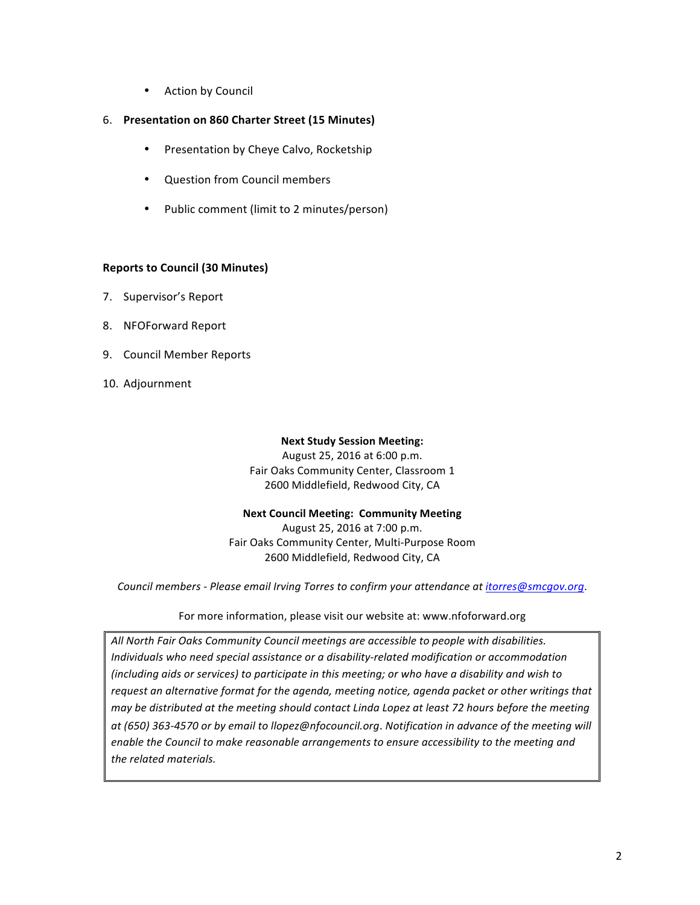- Action by Council

6. **Presentation on 860 Charter Street (15 Minutes)**
   - Presentation by Cheye Calvo, Rocketship
   - Question from Council members
   - Public comment (limit to 2 minutes/person)

**Reports to Council (30 Minutes)**

7. Supervisor's Report
8. NFOForward Report
9. Council Member Reports
10. Adjournment

**Next Study Session Meeting:**
August 25, 2016 at 6:00 p.m.
Fair Oaks Community Center, Classroom 1
2600 Middlefield, Redwood City, CA

**Next Council Meeting: Community Meeting**
August 25, 2016 at 7:00 p.m.
Fair Oaks Community Center, Multi-Purpose Room
2600 Middlefield, Redwood City, CA

*Council members - Please email Irving Torres to confirm your attendance at itorres@smcgov.org.*

For more information, please visit our website at: www.nfoforward.org

*All North Fair Oaks Community Council meetings are accessible to people with disabilities. Individuals who need special assistance or a disability-related modification or accommodation (including aids or services) to participate in this meeting; or who have a disability and wish to request an alternative format for the agenda, meeting notice, agenda packet or other writings that may be distributed at the meeting should contact Linda Lopez at least 72 hours before the meeting at (650) 363-4570 or by email to llopez@nfocouncil.org. Notification in advance of the meeting will enable the Council to make reasonable arrangements to ensure accessibility to the meeting and the related materials.*